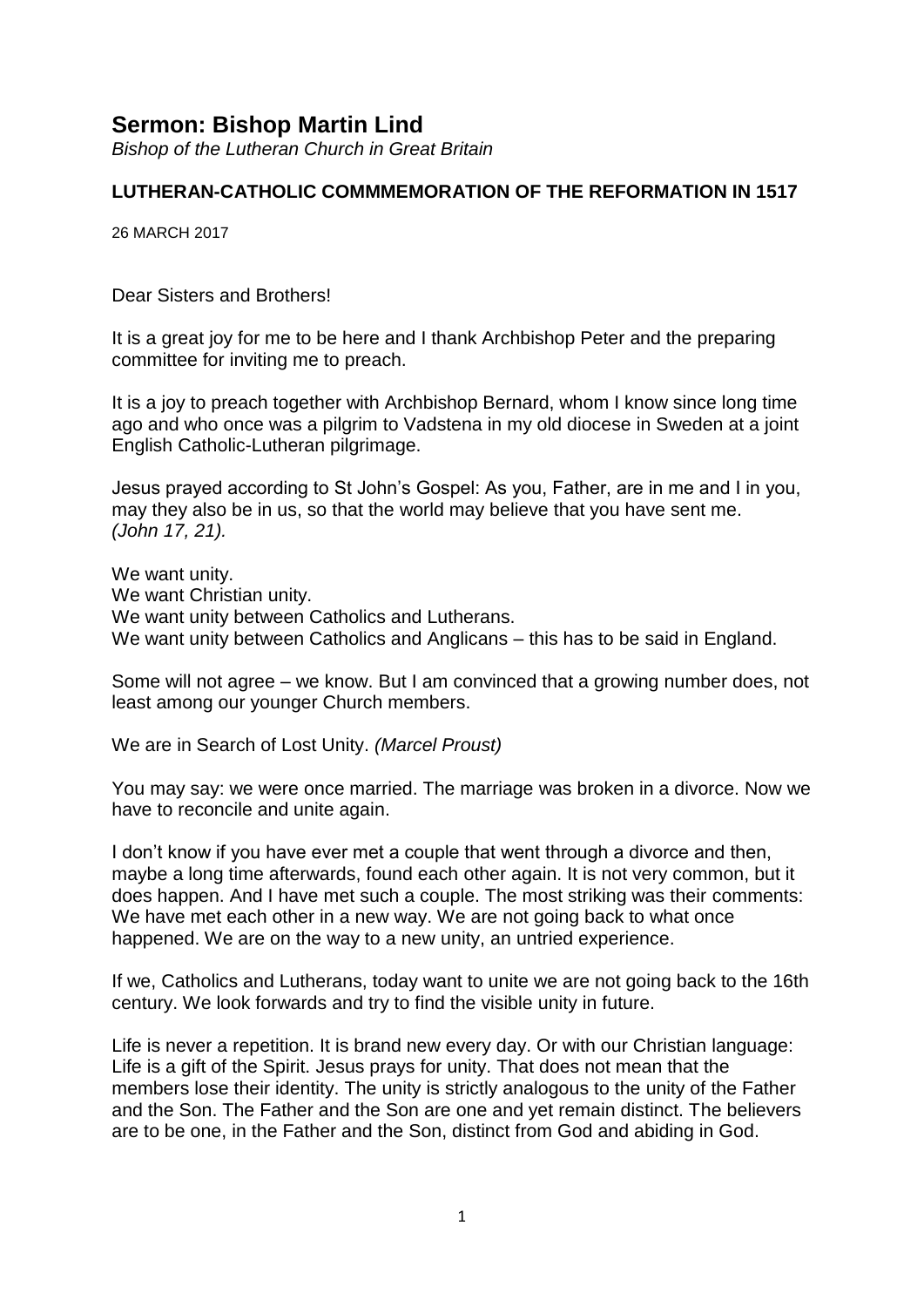# Sermon: Bishop Martin Lind

*Bishop of the Lutheran Church in Great Britain*

**LUTHERAN-CATHOLIC COMMMEMORATION OF THE REFORMATION IN 1517**

26 MARCH 2017

Dear Sisters and Brothers!

It is a great joy for me to be here and I thank Archbishop Peter and the preparing committee for inviting me to preach.

It is a joy to preach together with Archbishop Bernard, whom I know since long time ago and who once was a pilgrim to Vadstena in my old diocese in Sweden at a joint English Catholic-Lutheran pilgrimage.

Jesus prayed according to St John's Gospel: As you, Father, are in me and I in you, may they also be in us, so that the world may believe that you have sent me. *(John 17, 21).*

We want unity.  
We want Christian unity.  
We want unity between Catholics and Lutherans.  
We want unity between Catholics and Anglicans – this has to be said in England.

Some will not agree – we know. But I am convinced that a growing number does, not least among our younger Church members.

We are in Search of Lost Unity. *(Marcel Proust)*

You may say: we were once married. The marriage was broken in a divorce. Now we have to reconcile and unite again.

I don't know if you have ever met a couple that went through a divorce and then, maybe a long time afterwards, found each other again. It is not very common, but it does happen. And I have met such a couple. The most striking was their comments: We have met each other in a new way. We are not going back to what once happened. We are on the way to a new unity, an untried experience.

If we, Catholics and Lutherans, today want to unite we are not going back to the 16th century. We look forwards and try to find the visible unity in future.

Life is never a repetition. It is brand new every day. Or with our Christian language: Life is a gift of the Spirit. Jesus prays for unity. That does not mean that the members lose their identity. The unity is strictly analogous to the unity of the Father and the Son. The Father and the Son are one and yet remain distinct. The believers are to be one, in the Father and the Son, distinct from God and abiding in God.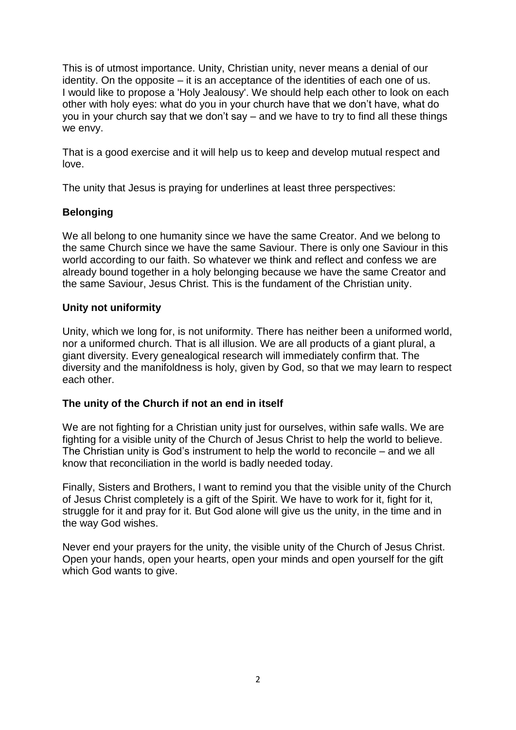This is of utmost importance. Unity, Christian unity, never means a denial of our identity. On the opposite – it is an acceptance of the identities of each one of us. I would like to propose a 'Holy Jealousy'. We should help each other to look on each other with holy eyes: what do you in your church have that we don't have, what do you in your church say that we don't say – and we have to try to find all these things we envy.

That is a good exercise and it will help us to keep and develop mutual respect and love.

The unity that Jesus is praying for underlines at least three perspectives:

**Belonging**

We all belong to one humanity since we have the same Creator. And we belong to the same Church since we have the same Saviour. There is only one Saviour in this world according to our faith. So whatever we think and reflect and confess we are already bound together in a holy belonging because we have the same Creator and the same Saviour, Jesus Christ. This is the fundament of the Christian unity.

**Unity not uniformity**

Unity, which we long for, is not uniformity. There has neither been a uniformed world, nor a uniformed church. That is all illusion. We are all products of a giant plural, a giant diversity. Every genealogical research will immediately confirm that. The diversity and the manifoldness is holy, given by God, so that we may learn to respect each other.

**The unity of the Church if not an end in itself**

We are not fighting for a Christian unity just for ourselves, within safe walls. We are fighting for a visible unity of the Church of Jesus Christ to help the world to believe. The Christian unity is God's instrument to help the world to reconcile – and we all know that reconciliation in the world is badly needed today.

Finally, Sisters and Brothers, I want to remind you that the visible unity of the Church of Jesus Christ completely is a gift of the Spirit. We have to work for it, fight for it, struggle for it and pray for it. But God alone will give us the unity, in the time and in the way God wishes.

Never end your prayers for the unity, the visible unity of the Church of Jesus Christ. Open your hands, open your hearts, open your minds and open yourself for the gift which God wants to give.